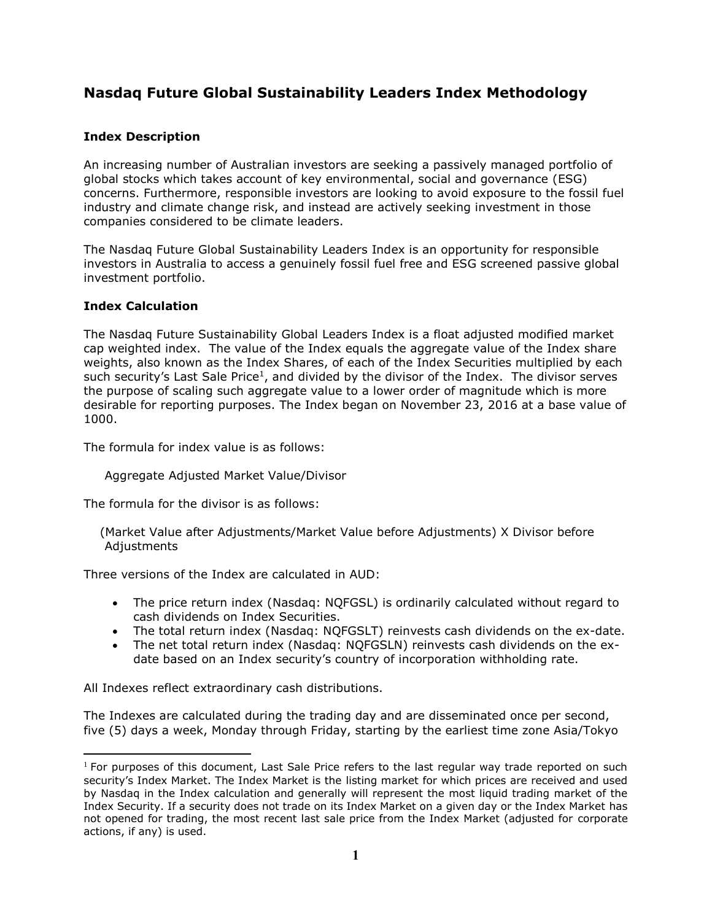# Nasdaq Future Global Sustainability Leaders Index Methodology

## Index Description

An increasing number of Australian investors are seeking a passively managed portfolio of global stocks which takes account of key environmental, social and governance (ESG) concerns. Furthermore, responsible investors are looking to avoid exposure to the fossil fuel industry and climate change risk, and instead are actively seeking investment in those companies considered to be climate leaders.

The Nasdaq Future Global Sustainability Leaders Index is an opportunity for responsible investors in Australia to access a genuinely fossil fuel free and ESG screened passive global investment portfolio.

## Index Calculation

The Nasdaq Future Sustainability Global Leaders Index is a float adjusted modified market cap weighted index. The value of the Index equals the aggregate value of the Index share weights, also known as the Index Shares, of each of the Index Securities multiplied by each such security's Last Sale Price[1], and divided by the divisor of the Index. The divisor serves the purpose of scaling such aggregate value to a lower order of magnitude which is more desirable for reporting purposes. The Index began on November 23, 2016 at a base value of 1000.

The formula for index value is as follows:

Aggregate Adjusted Market Value/Divisor

The formula for the divisor is as follows:

(Market Value after Adjustments/Market Value before Adjustments) X Divisor before Adjustments

Three versions of the Index are calculated in AUD:

- The price return index (Nasdaq: NQFGSL) is ordinarily calculated without regard to cash dividends on Index Securities.
- The total return index (Nasdaq: NQFGSLT) reinvests cash dividends on the ex-date.
- The net total return index (Nasdaq: NQFGSLN) reinvests cash dividends on the ex-date based on an Index security's country of incorporation withholding rate.

All Indexes reflect extraordinary cash distributions.

The Indexes are calculated during the trading day and are disseminated once per second, five (5) days a week, Monday through Friday, starting by the earliest time zone Asia/Tokyo

[1] For purposes of this document, Last Sale Price refers to the last regular way trade reported on such security's Index Market. The Index Market is the listing market for which prices are received and used by Nasdaq in the Index calculation and generally will represent the most liquid trading market of the Index Security. If a security does not trade on its Index Market on a given day or the Index Market has not opened for trading, the most recent last sale price from the Index Market (adjusted for corporate actions, if any) is used.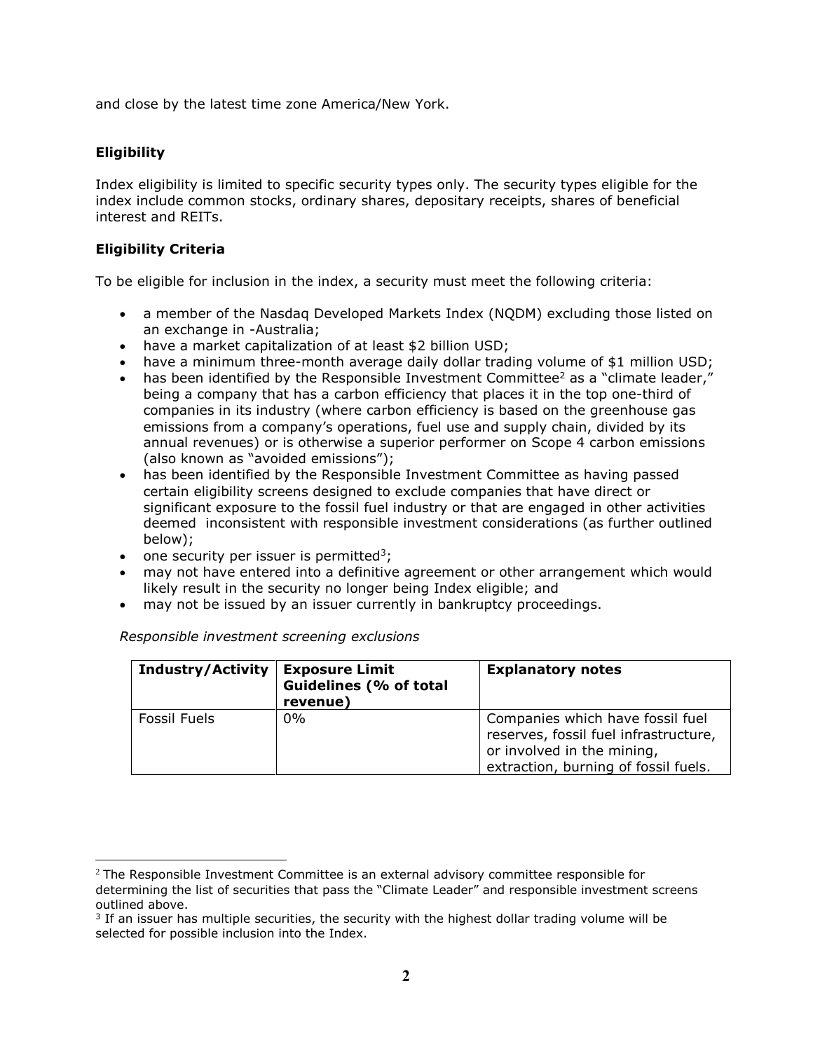and close by the latest time zone America/New York.

**Eligibility**

Index eligibility is limited to specific security types only. The security types eligible for the index include common stocks, ordinary shares, depositary receipts, shares of beneficial interest and REITs.

**Eligibility Criteria**

To be eligible for inclusion in the index, a security must meet the following criteria:

- a member of the Nasdaq Developed Markets Index (NQDM) excluding those listed on an exchange in -Australia;
- have a market capitalization of at least $2 billion USD;
- have a minimum three-month average daily dollar trading volume of $1 million USD;
- has been identified by the Responsible Investment Committee[2] as a "climate leader," being a company that has a carbon efficiency that places it in the top one-third of companies in its industry (where carbon efficiency is based on the greenhouse gas emissions from a company's operations, fuel use and supply chain, divided by its annual revenues) or is otherwise a superior performer on Scope 4 carbon emissions (also known as "avoided emissions");
- has been identified by the Responsible Investment Committee as having passed certain eligibility screens designed to exclude companies that have direct or significant exposure to the fossil fuel industry or that are engaged in other activities deemed inconsistent with responsible investment considerations (as further outlined below);
- one security per issuer is permitted[3];
- may not have entered into a definitive agreement or other arrangement which would likely result in the security no longer being Index eligible; and
- may not be issued by an issuer currently in bankruptcy proceedings.

*Responsible investment screening exclusions*

| Industry/Activity | Exposure Limit Guidelines (% of total revenue) | Explanatory notes |
|---|---|---|
| Fossil Fuels | 0% | Companies which have fossil fuel reserves, fossil fuel infrastructure, or involved in the mining, extraction, burning of fossil fuels. |

[2] The Responsible Investment Committee is an external advisory committee responsible for determining the list of securities that pass the "Climate Leader" and responsible investment screens outlined above.

[3] If an issuer has multiple securities, the security with the highest dollar trading volume will be selected for possible inclusion into the Index.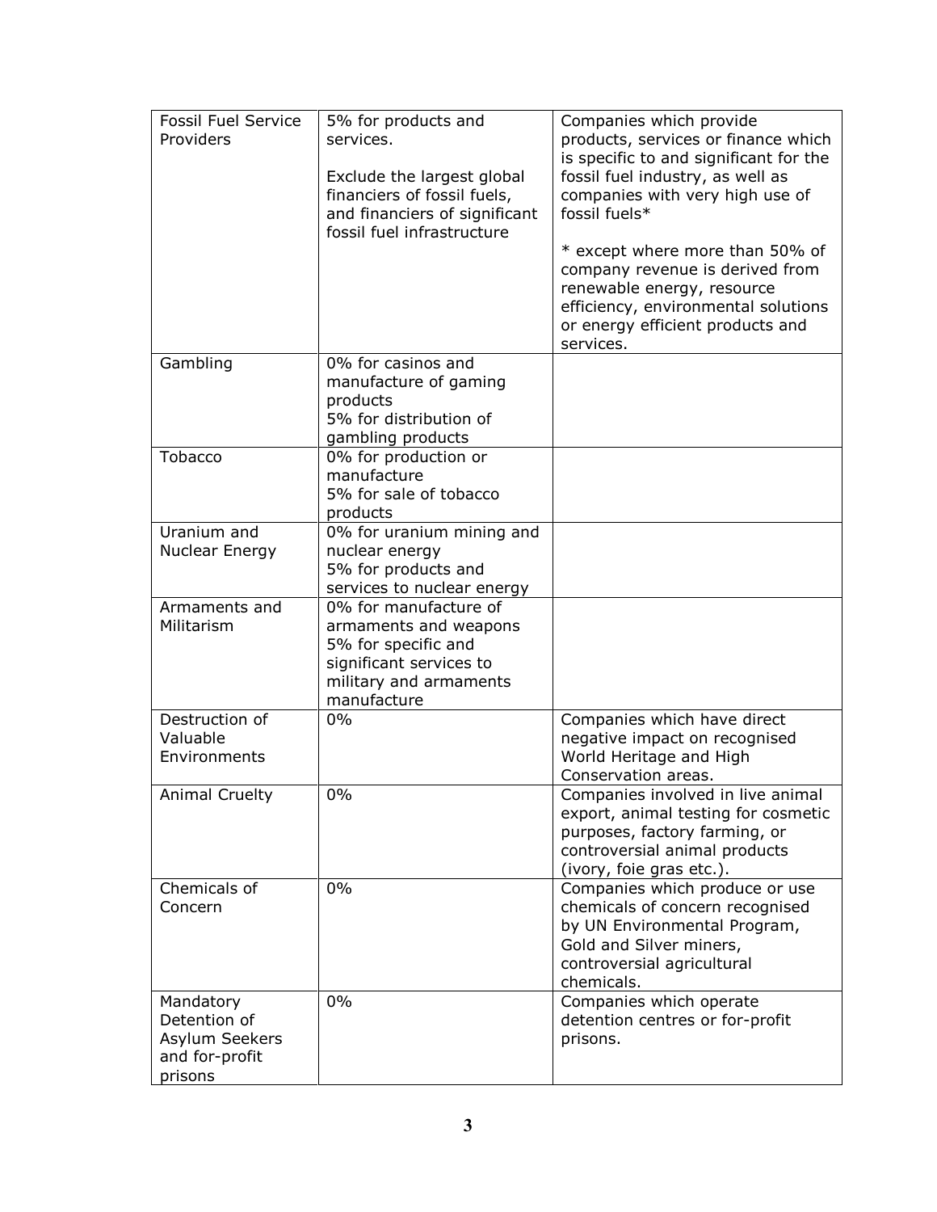| | | |
|---|---|---|
| Fossil Fuel Service Providers | 5% for products and services.<br><br>Exclude the largest global financiers of fossil fuels, and financiers of significant fossil fuel infrastructure | Companies which provide products, services or finance which is specific to and significant for the fossil fuel industry, as well as companies with very high use of fossil fuels*<br><br>* except where more than 50% of company revenue is derived from renewable energy, resource efficiency, environmental solutions or energy efficient products and services. |
| Gambling | 0% for casinos and manufacture of gaming products<br>5% for distribution of gambling products | |
| Tobacco | 0% for production or manufacture<br>5% for sale of tobacco products | |
| Uranium and Nuclear Energy | 0% for uranium mining and nuclear energy<br>5% for products and services to nuclear energy | |
| Armaments and Militarism | 0% for manufacture of armaments and weapons<br>5% for specific and significant services to military and armaments manufacture | |
| Destruction of Valuable Environments | 0% | Companies which have direct negative impact on recognised World Heritage and High Conservation areas. |
| Animal Cruelty | 0% | Companies involved in live animal export, animal testing for cosmetic purposes, factory farming, or controversial animal products (ivory, foie gras etc.). |
| Chemicals of Concern | 0% | Companies which produce or use chemicals of concern recognised by UN Environmental Program, Gold and Silver miners, controversial agricultural chemicals. |
| Mandatory Detention of Asylum Seekers and for-profit prisons | 0% | Companies which operate detention centres or for-profit prisons. |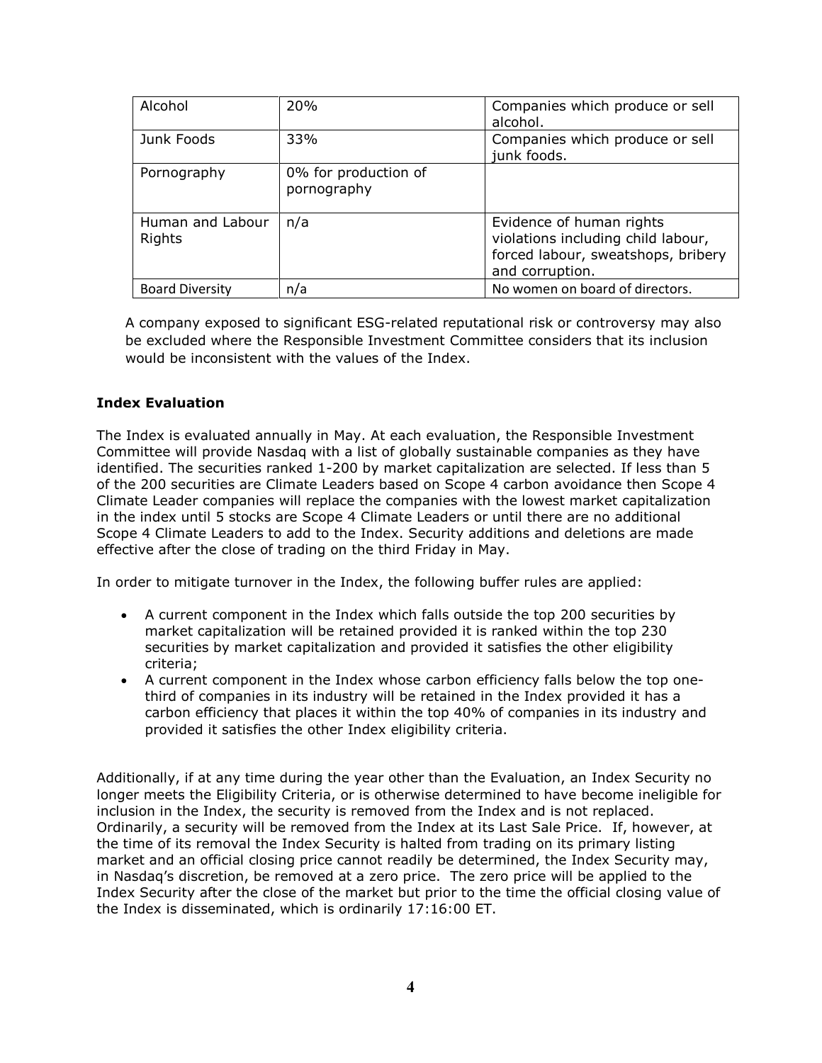| Alcohol | 20% | Companies which produce or sell alcohol. |
|---|---|---|
| Junk Foods | 33% | Companies which produce or sell junk foods. |
| Pornography | 0% for production of pornography | |
| Human and Labour Rights | n/a | Evidence of human rights violations including child labour, forced labour, sweatshops, bribery and corruption. |
| Board Diversity | n/a | No women on board of directors. |

A company exposed to significant ESG-related reputational risk or controversy may also be excluded where the Responsible Investment Committee considers that its inclusion would be inconsistent with the values of the Index.

**Index Evaluation**

The Index is evaluated annually in May. At each evaluation, the Responsible Investment Committee will provide Nasdaq with a list of globally sustainable companies as they have identified. The securities ranked 1-200 by market capitalization are selected. If less than 5 of the 200 securities are Climate Leaders based on Scope 4 carbon avoidance then Scope 4 Climate Leader companies will replace the companies with the lowest market capitalization in the index until 5 stocks are Scope 4 Climate Leaders or until there are no additional Scope 4 Climate Leaders to add to the Index. Security additions and deletions are made effective after the close of trading on the third Friday in May.

In order to mitigate turnover in the Index, the following buffer rules are applied:

- A current component in the Index which falls outside the top 200 securities by market capitalization will be retained provided it is ranked within the top 230 securities by market capitalization and provided it satisfies the other eligibility criteria;
- A current component in the Index whose carbon efficiency falls below the top one-third of companies in its industry will be retained in the Index provided it has a carbon efficiency that places it within the top 40% of companies in its industry and provided it satisfies the other Index eligibility criteria.

Additionally, if at any time during the year other than the Evaluation, an Index Security no longer meets the Eligibility Criteria, or is otherwise determined to have become ineligible for inclusion in the Index, the security is removed from the Index and is not replaced. Ordinarily, a security will be removed from the Index at its Last Sale Price. If, however, at the time of its removal the Index Security is halted from trading on its primary listing market and an official closing price cannot readily be determined, the Index Security may, in Nasdaq's discretion, be removed at a zero price. The zero price will be applied to the Index Security after the close of the market but prior to the time the official closing value of the Index is disseminated, which is ordinarily 17:16:00 ET.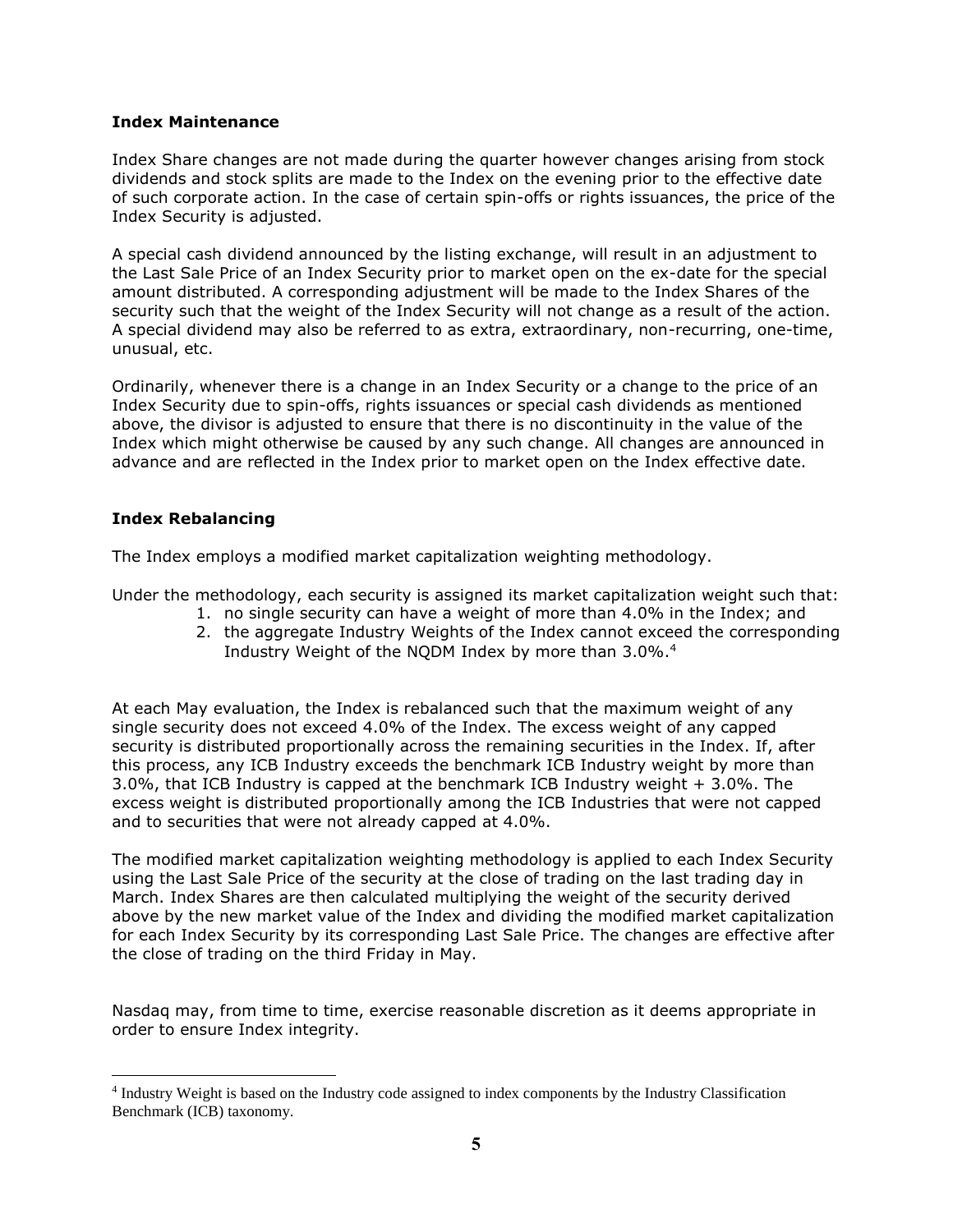**Index Maintenance**

Index Share changes are not made during the quarter however changes arising from stock dividends and stock splits are made to the Index on the evening prior to the effective date of such corporate action. In the case of certain spin-offs or rights issuances, the price of the Index Security is adjusted.

A special cash dividend announced by the listing exchange, will result in an adjustment to the Last Sale Price of an Index Security prior to market open on the ex-date for the special amount distributed. A corresponding adjustment will be made to the Index Shares of the security such that the weight of the Index Security will not change as a result of the action. A special dividend may also be referred to as extra, extraordinary, non-recurring, one-time, unusual, etc.

Ordinarily, whenever there is a change in an Index Security or a change to the price of an Index Security due to spin-offs, rights issuances or special cash dividends as mentioned above, the divisor is adjusted to ensure that there is no discontinuity in the value of the Index which might otherwise be caused by any such change. All changes are announced in advance and are reflected in the Index prior to market open on the Index effective date.

**Index Rebalancing**

The Index employs a modified market capitalization weighting methodology.

Under the methodology, each security is assigned its market capitalization weight such that:

1. no single security can have a weight of more than 4.0% in the Index; and
2. the aggregate Industry Weights of the Index cannot exceed the corresponding Industry Weight of the NQDM Index by more than 3.0%.[4]

At each May evaluation, the Index is rebalanced such that the maximum weight of any single security does not exceed 4.0% of the Index. The excess weight of any capped security is distributed proportionally across the remaining securities in the Index. If, after this process, any ICB Industry exceeds the benchmark ICB Industry weight by more than 3.0%, that ICB Industry is capped at the benchmark ICB Industry weight + 3.0%. The excess weight is distributed proportionally among the ICB Industries that were not capped and to securities that were not already capped at 4.0%.

The modified market capitalization weighting methodology is applied to each Index Security using the Last Sale Price of the security at the close of trading on the last trading day in March. Index Shares are then calculated multiplying the weight of the security derived above by the new market value of the Index and dividing the modified market capitalization for each Index Security by its corresponding Last Sale Price. The changes are effective after the close of trading on the third Friday in May.

Nasdaq may, from time to time, exercise reasonable discretion as it deems appropriate in order to ensure Index integrity.

[4] Industry Weight is based on the Industry code assigned to index components by the Industry Classification Benchmark (ICB) taxonomy.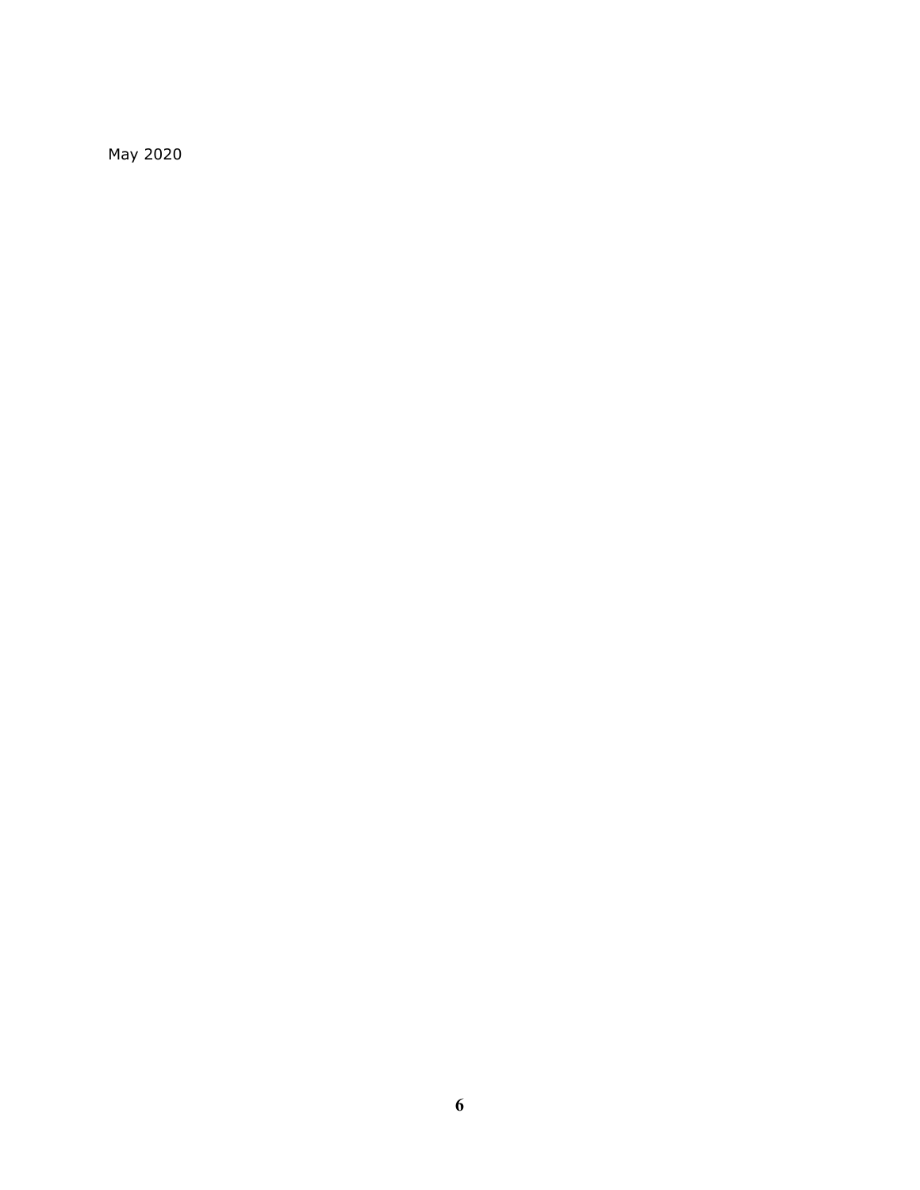May 2020